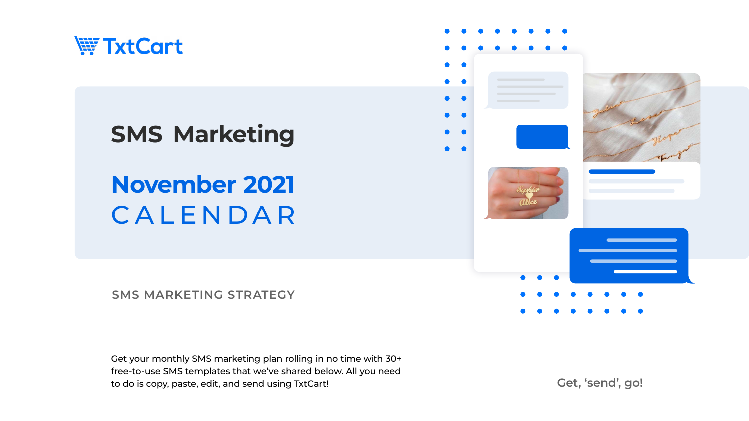TxtCart

# SMS Marketing

## November 2021 CALENDAR

SMS MARKETING STRATEGY

Get your monthly SMS marketing plan rolling in no time with 30+ free-to-use SMS templates that we've shared below. All you need to do is copy, paste, edit, and send using TxtCart!

Get, 'send', go!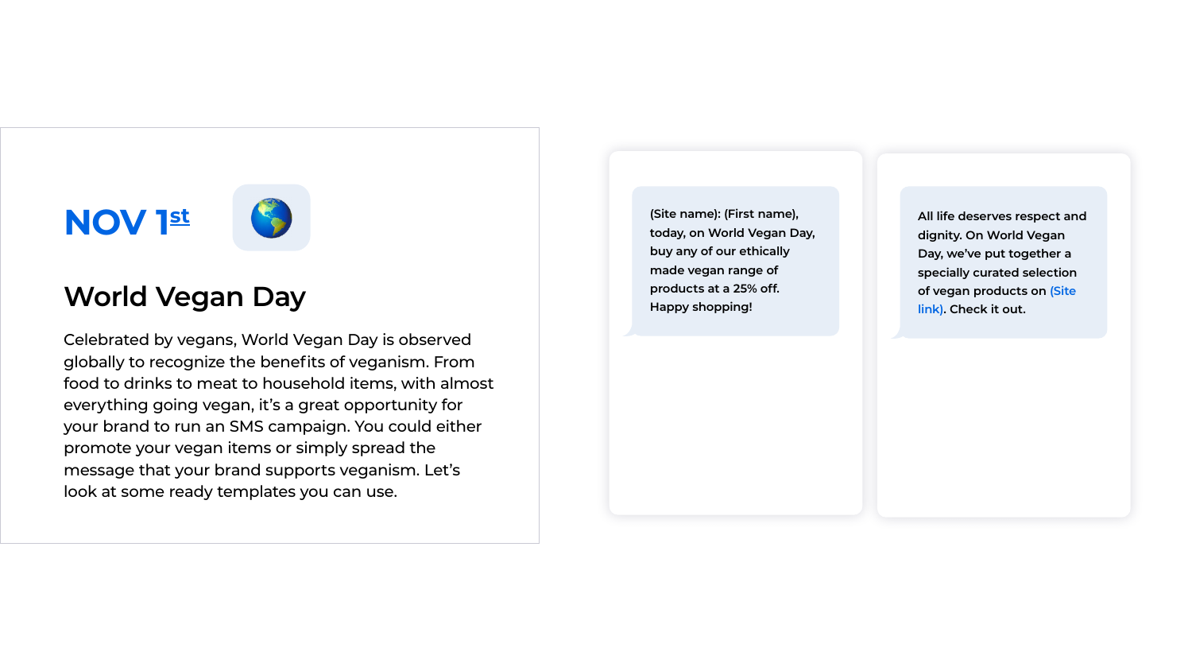**NOV 1st**

## World Vegan Day

Celebrated by vegans, World Vegan Day is observed globally to recognize the benefits of veganism. From food to drinks to meat to household items, with almost everything going vegan, it's a great opportunity for your brand to run an SMS campaign. You could either promote your vegan items or simply spread the message that your brand supports veganism. Let's look at some ready templates you can use.

> (Site name): (First name), today, on World Vegan Day, buy any of our ethically made vegan range of products at a 25% off. Happy shopping!

> All life deserves respect and dignity. On World Vegan Day, we've put together a specially curated selection of vegan products on (Site link). Check it out.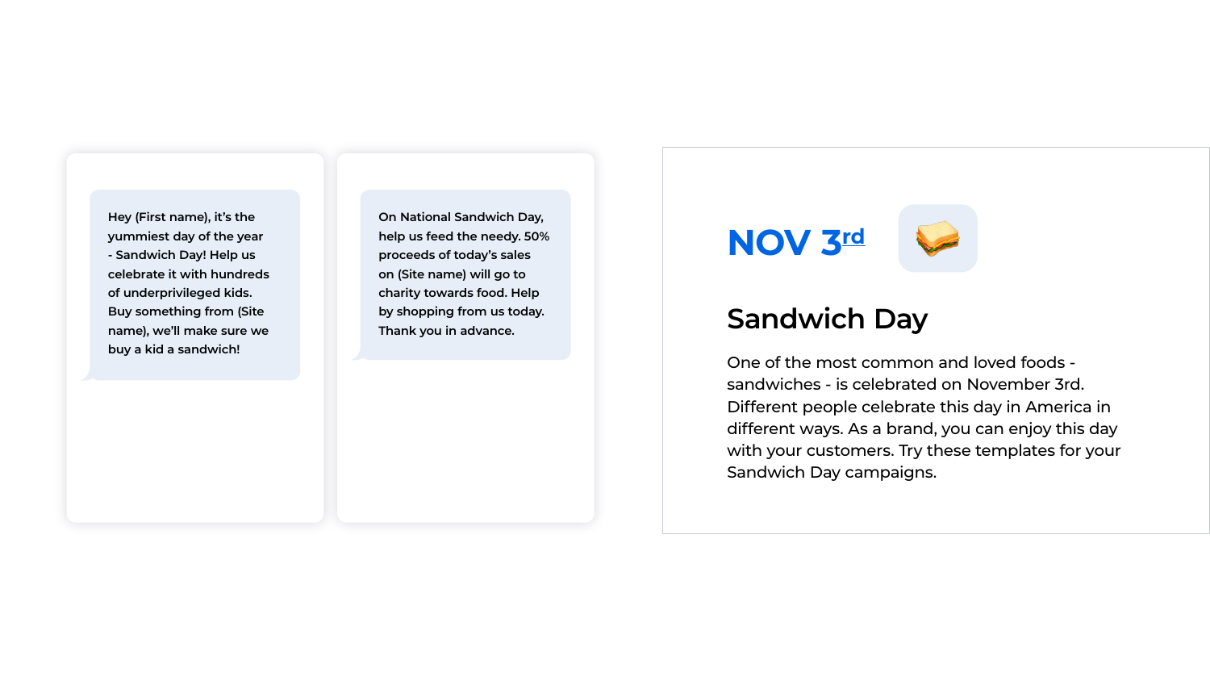Hey (First name), it's the yummiest day of the year - Sandwich Day! Help us celebrate it with hundreds of underprivileged kids. Buy something from (Site name), we'll make sure we buy a kid a sandwich!

On National Sandwich Day, help us feed the needy. 50% proceeds of today's sales on (Site name) will go to charity towards food. Help by shopping from us today. Thank you in advance.

**NOV 3rd** 🥪

## Sandwich Day

One of the most common and loved foods - sandwiches - is celebrated on November 3rd. Different people celebrate this day in America in different ways. As a brand, you can enjoy this day with your customers. Try these templates for your Sandwich Day campaigns.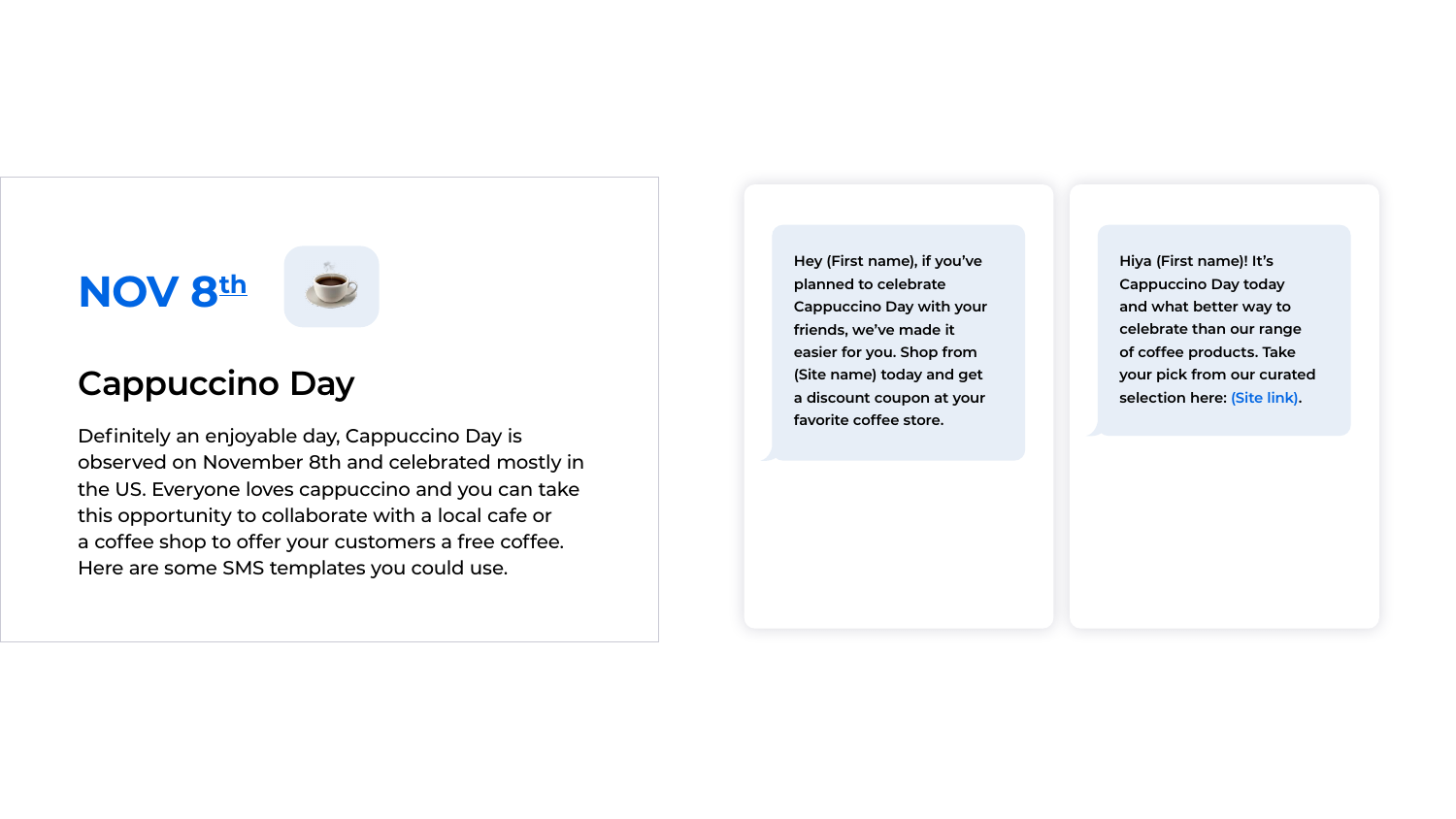## NOV 8th ☕

# Cappuccino Day

Definitely an enjoyable day, Cappuccino Day is observed on November 8th and celebrated mostly in the US. Everyone loves cappuccino and you can take this opportunity to collaborate with a local cafe or a coffee shop to offer your customers a free coffee. Here are some SMS templates you could use.

> Hey (First name), if you've planned to celebrate Cappuccino Day with your friends, we've made it easier for you. Shop from (Site name) today and get a discount coupon at your favorite coffee store.

> Hiya (First name)! It's Cappuccino Day today and what better way to celebrate than our range of coffee products. Take your pick from our curated selection here: (Site link).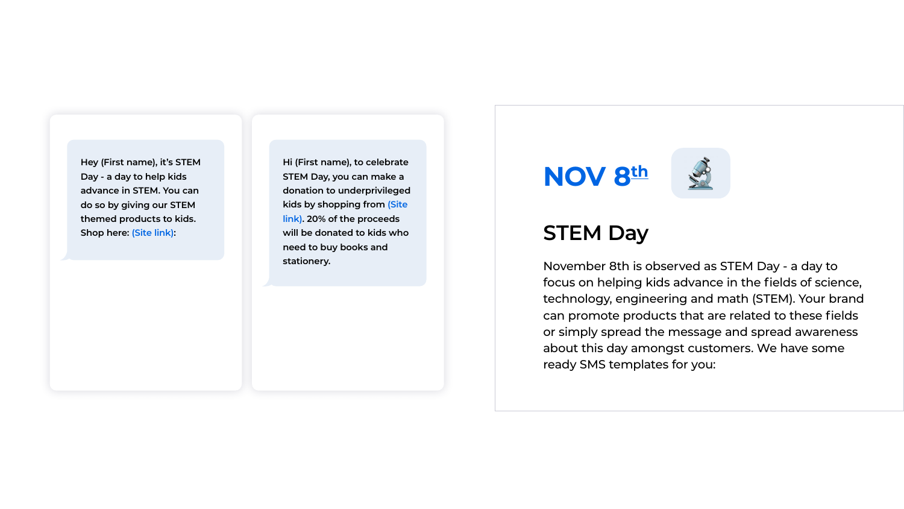## NOV 8th

### STEM Day

November 8th is observed as STEM Day - a day to focus on helping kids advance in the fields of science, technology, engineering and math (STEM). Your brand can promote products that are related to these fields or simply spread the message and spread awareness about this day amongst customers. We have some ready SMS templates for you:

> Hey (First name), it's STEM Day - a day to help kids advance in STEM. You can do so by giving our STEM themed products to kids. Shop here: (Site link):

> Hi (First name), to celebrate STEM Day, you can make a donation to underprivileged kids by shopping from (Site link). 20% of the proceeds will be donated to kids who need to buy books and stationery.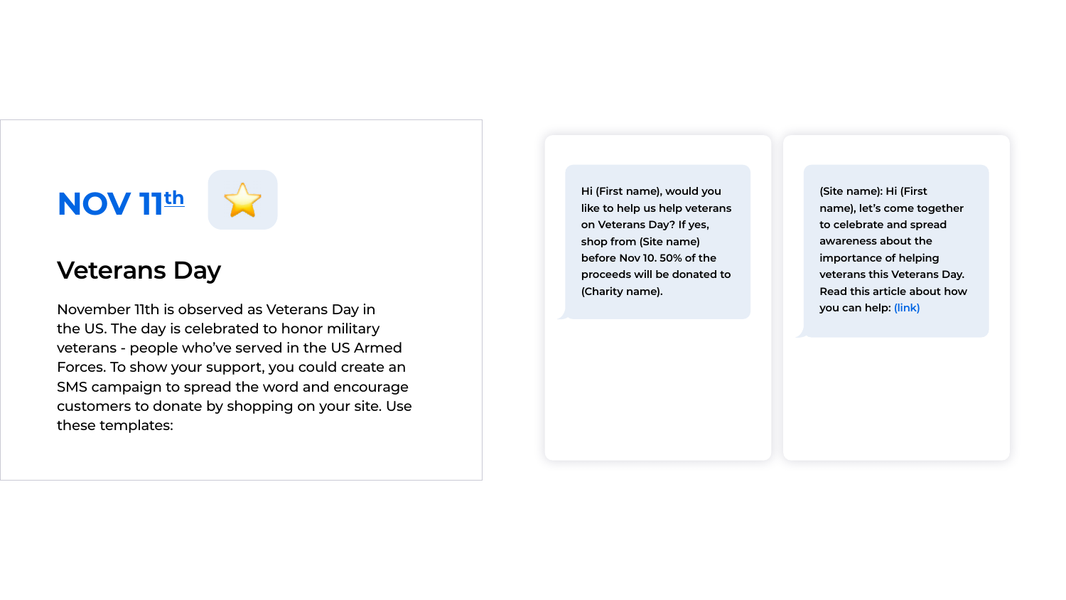## NOV 11th ⭐

## Veterans Day

November 11th is observed as Veterans Day in the US. The day is celebrated to honor military veterans - people who've served in the US Armed Forces. To show your support, you could create an SMS campaign to spread the word and encourage customers to donate by shopping on your site. Use these templates:

> Hi (First name), would you like to help us help veterans on Veterans Day? If yes, shop from (Site name) before Nov 10. 50% of the proceeds will be donated to (Charity name).

> (Site name): Hi (First name), let's come together to celebrate and spread awareness about the importance of helping veterans this Veterans Day. Read this article about how you can help: (link)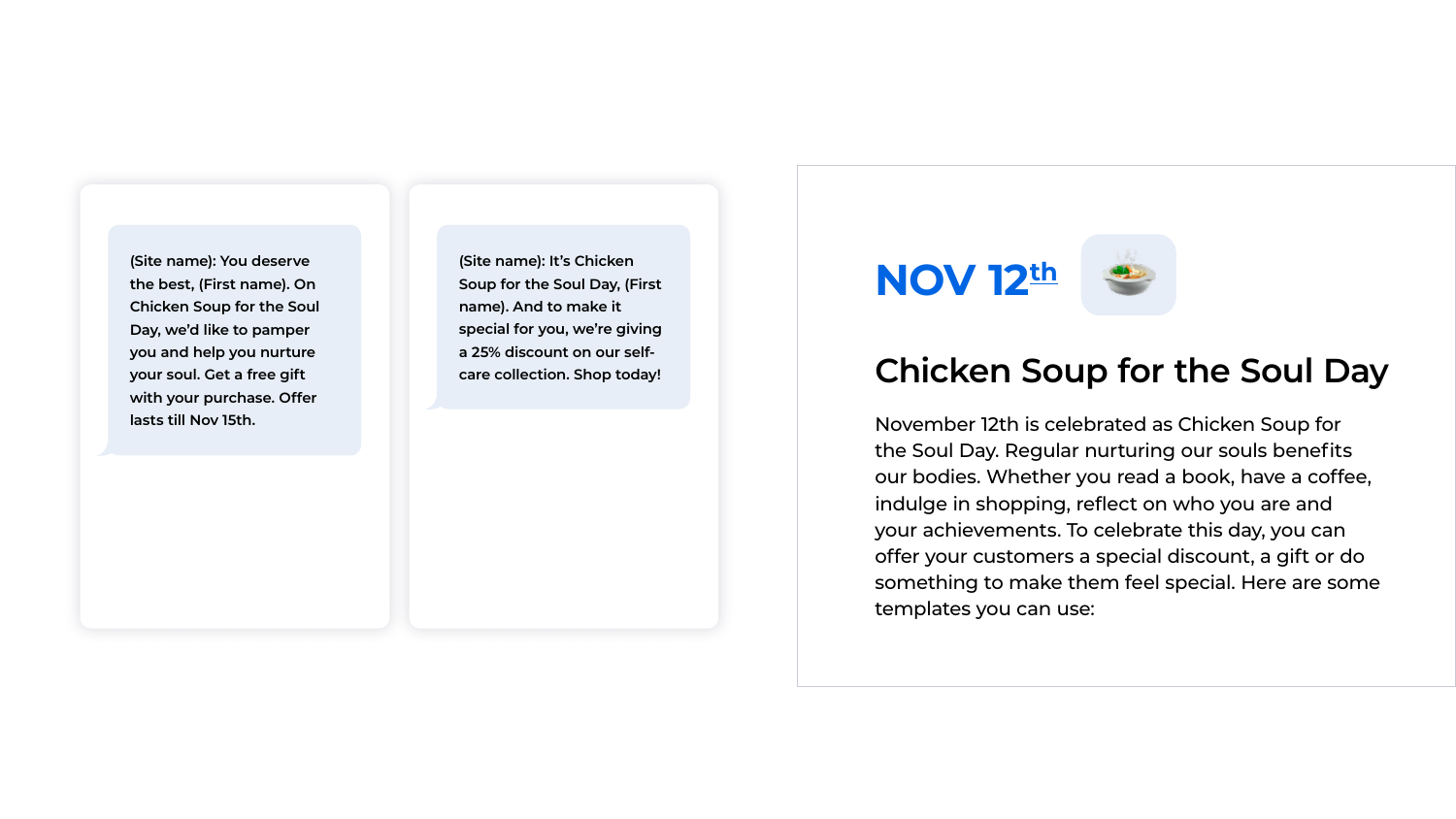## NOV 12th

# Chicken Soup for the Soul Day

November 12th is celebrated as Chicken Soup for the Soul Day. Regular nurturing our souls benefits our bodies. Whether you read a book, have a coffee, indulge in shopping, reflect on who you are and your achievements. To celebrate this day, you can offer your customers a special discount, a gift or do something to make them feel special. Here are some templates you can use:

(Site name): You deserve the best, (First name). On Chicken Soup for the Soul Day, we'd like to pamper you and help you nurture your soul. Get a free gift with your purchase. Offer lasts till Nov 15th.

(Site name): It's Chicken Soup for the Soul Day, (First name). And to make it special for you, we're giving a 25% discount on our self-care collection. Shop today!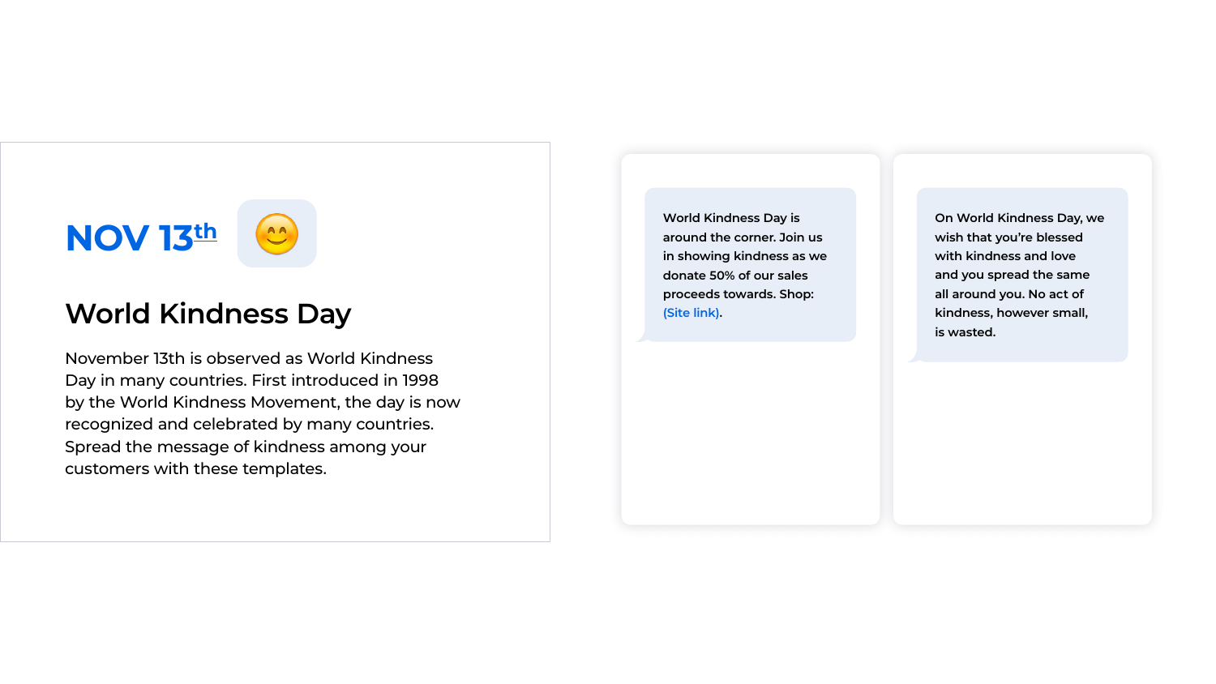## NOV 13th 😊

# World Kindness Day

November 13th is observed as World Kindness Day in many countries. First introduced in 1998 by the World Kindness Movement, the day is now recognized and celebrated by many countries. Spread the message of kindness among your customers with these templates.

> World Kindness Day is around the corner. Join us in showing kindness as we donate 50% of our sales proceeds towards. Shop: (Site link).

> On World Kindness Day, we wish that you're blessed with kindness and love and you spread the same all around you. No act of kindness, however small, is wasted.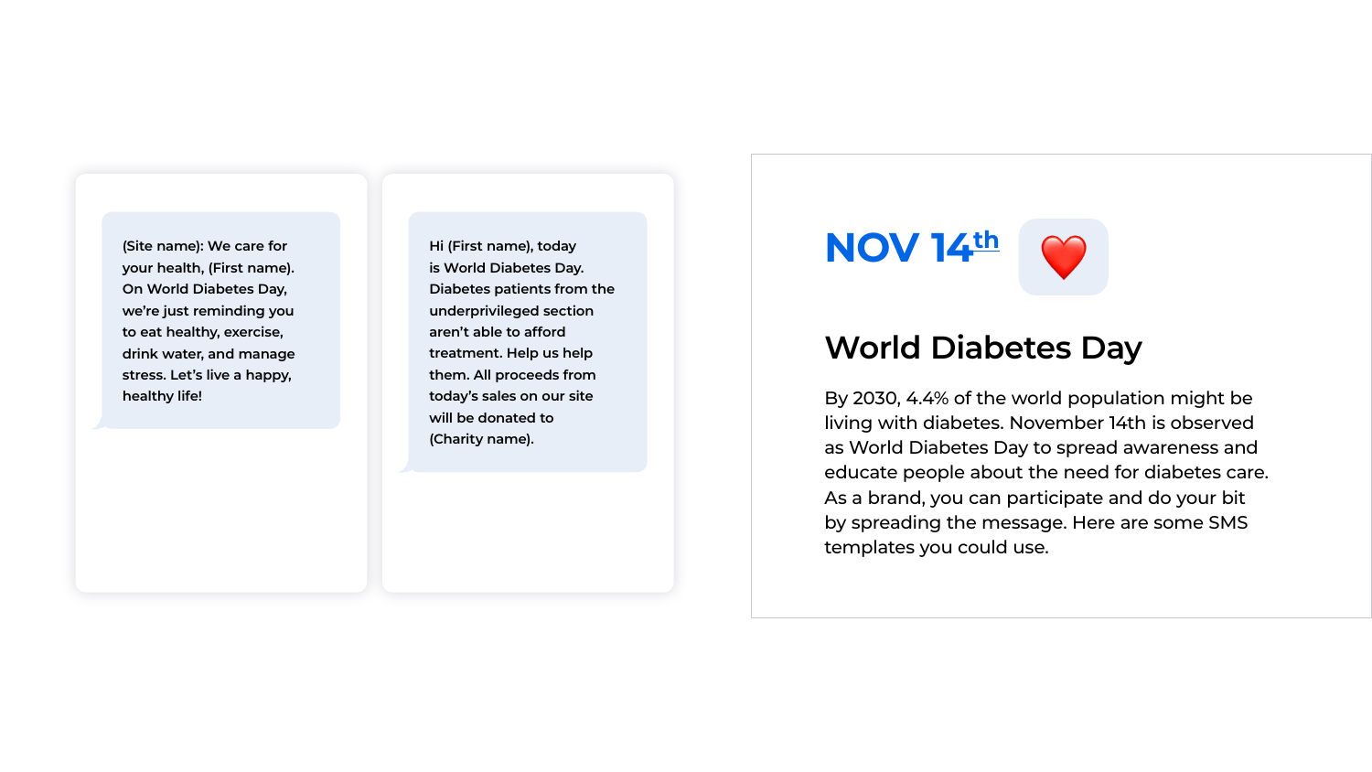## NOV 14th ❤️

# World Diabetes Day

By 2030, 4.4% of the world population might be living with diabetes. November 14th is observed as World Diabetes Day to spread awareness and educate people about the need for diabetes care. As a brand, you can participate and do your bit by spreading the message. Here are some SMS templates you could use.

(Site name): We care for your health, (First name). On World Diabetes Day, we're just reminding you to eat healthy, exercise, drink water, and manage stress. Let's live a happy, healthy life!

Hi (First name), today is World Diabetes Day. Diabetes patients from the underprivileged section aren't able to afford treatment. Help us help them. All proceeds from today's sales on our site will be donated to (Charity name).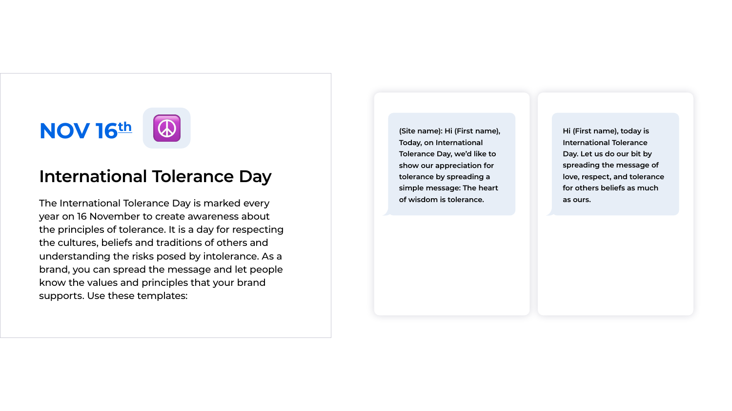**NOV 16th** ☮️

## International Tolerance Day

The International Tolerance Day is marked every year on 16 November to create awareness about the principles of tolerance. It is a day for respecting the cultures, beliefs and traditions of others and understanding the risks posed by intolerance. As a brand, you can spread the message and let people know the values and principles that your brand supports. Use these templates:

(Site name): Hi (First name), Today, on International Tolerance Day, we'd like to show our appreciation for tolerance by spreading a simple message: The heart of wisdom is tolerance.

Hi (First name), today is International Tolerance Day. Let us do our bit by spreading the message of love, respect, and tolerance for others beliefs as much as ours.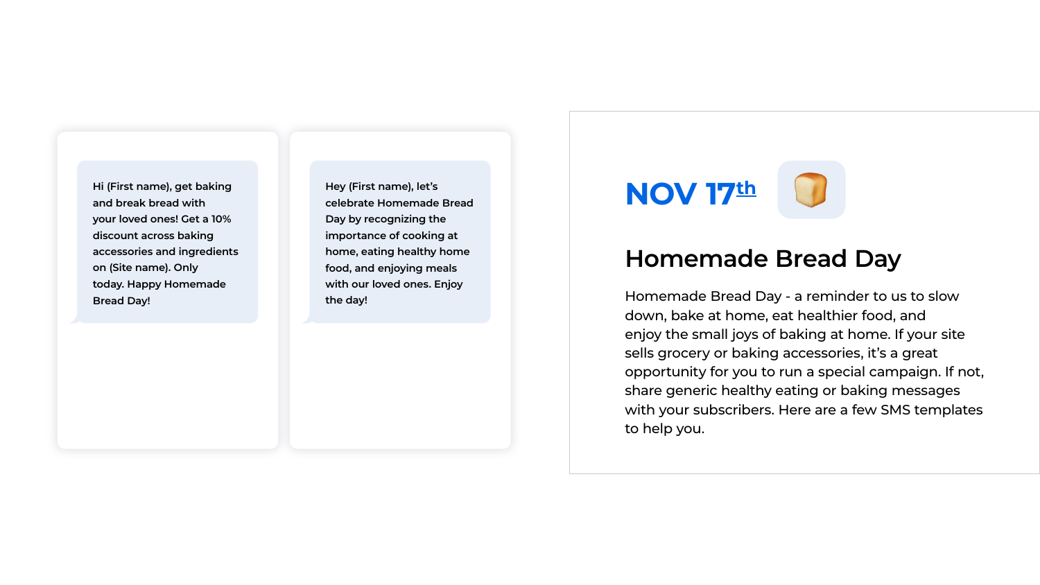## NOV 17th 🍞

# Homemade Bread Day

Homemade Bread Day - a reminder to us to slow down, bake at home, eat healthier food, and enjoy the small joys of baking at home. If your site sells grocery or baking accessories, it's a great opportunity for you to run a special campaign. If not, share generic healthy eating or baking messages with your subscribers. Here are a few SMS templates to help you.

Hi (First name), get baking and break bread with your loved ones! Get a 10% discount across baking accessories and ingredients on (Site name). Only today. Happy Homemade Bread Day!

Hey (First name), let's celebrate Homemade Bread Day by recognizing the importance of cooking at home, eating healthy home food, and enjoying meals with our loved ones. Enjoy the day!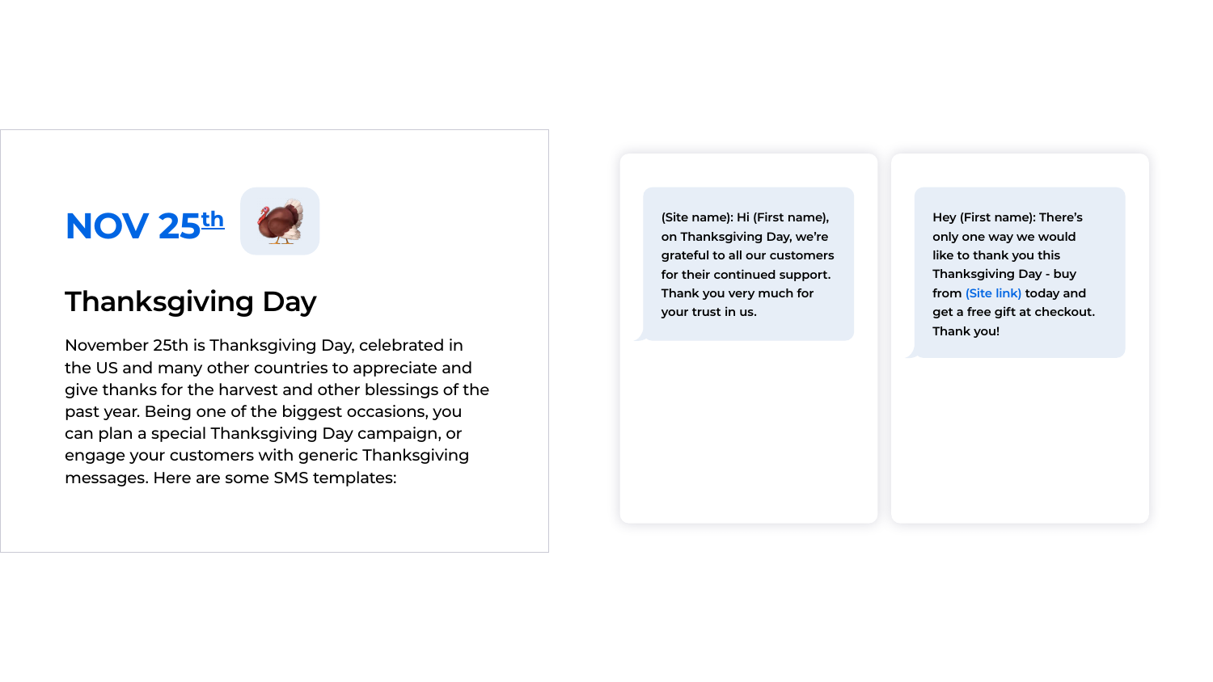## NOV 25th

# Thanksgiving Day

November 25th is Thanksgiving Day, celebrated in the US and many other countries to appreciate and give thanks for the harvest and other blessings of the past year. Being one of the biggest occasions, you can plan a special Thanksgiving Day campaign, or engage your customers with generic Thanksgiving messages. Here are some SMS templates:

(Site name): Hi (First name), on Thanksgiving Day, we're grateful to all our customers for their continued support. Thank you very much for your trust in us.

Hey (First name): There's only one way we would like to thank you this Thanksgiving Day - buy from (Site link) today and get a free gift at checkout. Thank you!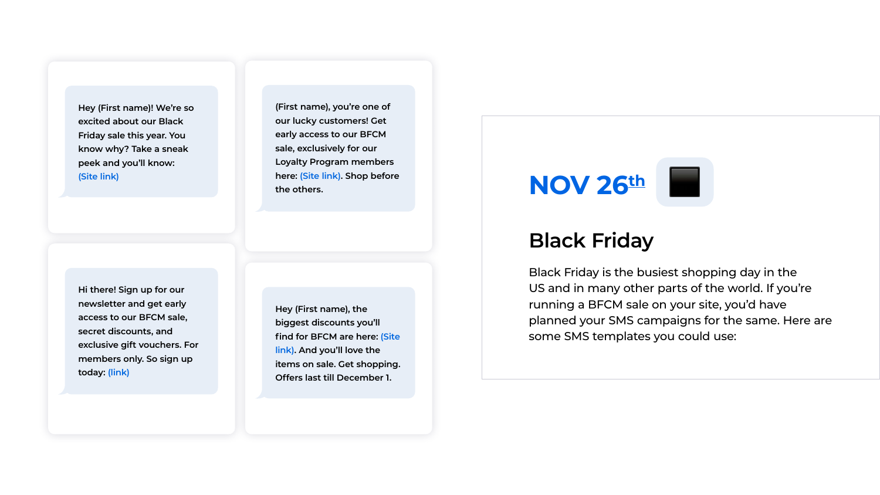## NOV 26th ⬛

# Black Friday

Black Friday is the busiest shopping day in the US and in many other parts of the world. If you're running a BFCM sale on your site, you'd have planned your SMS campaigns for the same. Here are some SMS templates you could use:

> Hey (First name)! We're so excited about our Black Friday sale this year. You know why? Take a sneak peek and you'll know: (Site link)

> (First name), you're one of our lucky customers! Get early access to our BFCM sale, exclusively for our Loyalty Program members here: (Site link). Shop before the others.

> Hi there! Sign up for our newsletter and get early access to our BFCM sale, secret discounts, and exclusive gift vouchers. For members only. So sign up today: (link)

> Hey (First name), the biggest discounts you'll find for BFCM are here: (Site link). And you'll love the items on sale. Get shopping. Offers last till December 1.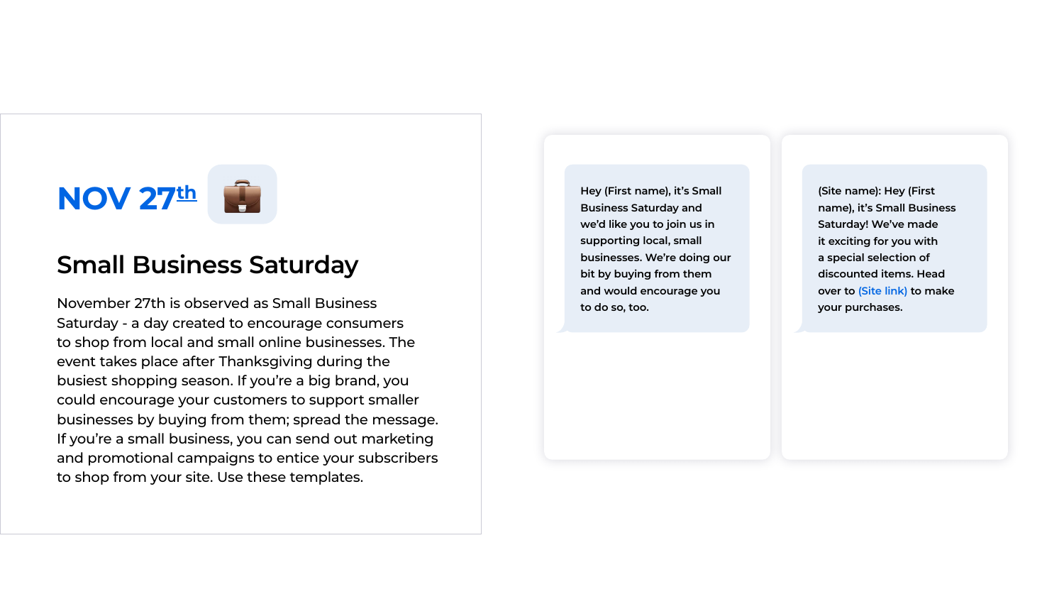## NOV 27th 💼

### Small Business Saturday

November 27th is observed as Small Business Saturday - a day created to encourage consumers to shop from local and small online businesses. The event takes place after Thanksgiving during the busiest shopping season. If you're a big brand, you could encourage your customers to support smaller businesses by buying from them; spread the message. If you're a small business, you can send out marketing and promotional campaigns to entice your subscribers to shop from your site. Use these templates.

> Hey (First name), it's Small Business Saturday and we'd like you to join us in supporting local, small businesses. We're doing our bit by buying from them and would encourage you to do so, too.

> (Site name): Hey (First name), it's Small Business Saturday! We've made it exciting for you with a special selection of discounted items. Head over to (Site link) to make your purchases.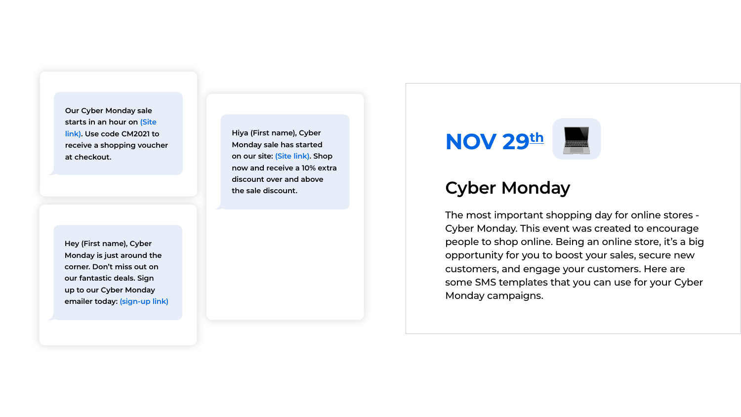Our Cyber Monday sale starts in an hour on (Site link). Use code CM2021 to receive a shopping voucher at checkout.

Hiya (First name), Cyber Monday sale has started on our site: (Site link). Shop now and receive a 10% extra discount over and above the sale discount.

Hey (First name), Cyber Monday is just around the corner. Don't miss out on our fantastic deals. Sign up to our Cyber Monday emailer today: (sign-up link)

# NOV 29th 💻

## Cyber Monday

The most important shopping day for online stores - Cyber Monday. This event was created to encourage people to shop online. Being an online store, it's a big opportunity for you to boost your sales, secure new customers, and engage your customers. Here are some SMS templates that you can use for your Cyber Monday campaigns.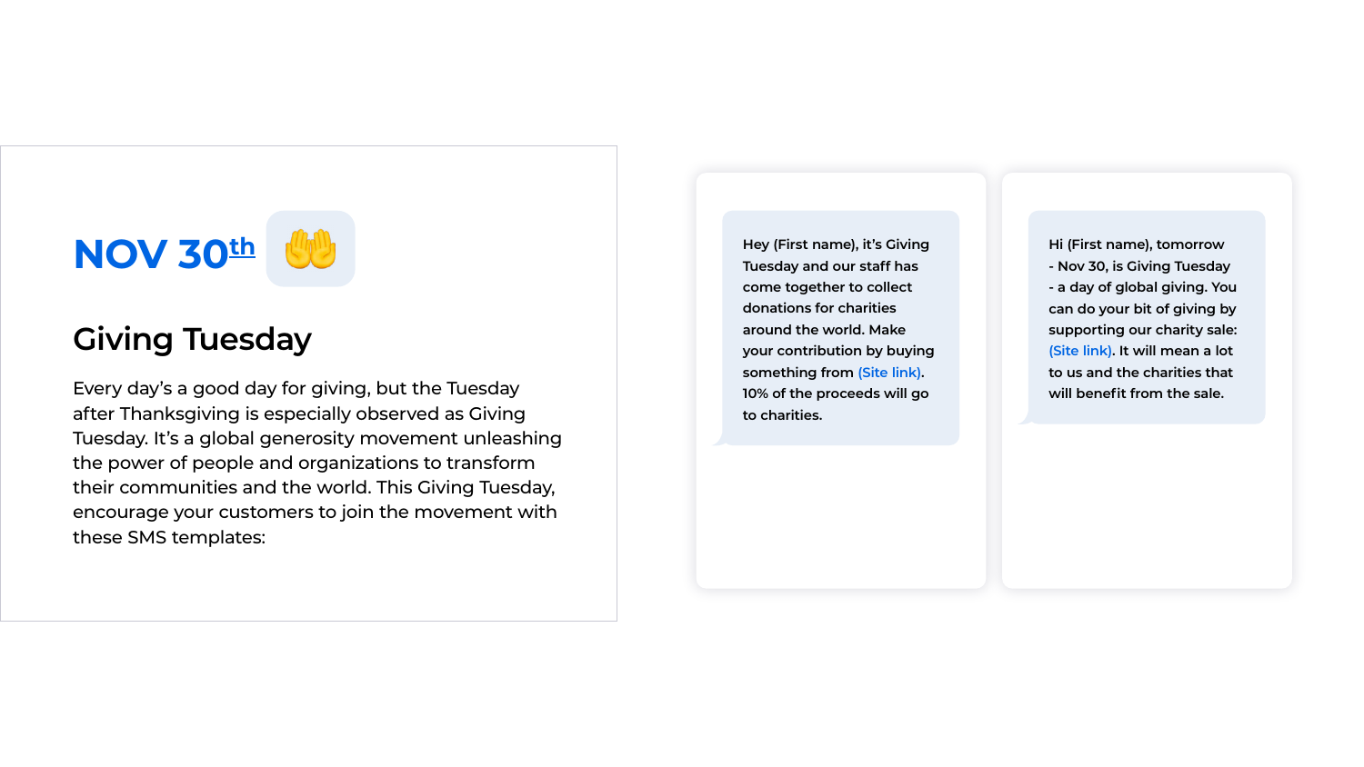## NOV 30th 🤲

## Giving Tuesday

Every day's a good day for giving, but the Tuesday after Thanksgiving is especially observed as Giving Tuesday. It's a global generosity movement unleashing the power of people and organizations to transform their communities and the world. This Giving Tuesday, encourage your customers to join the movement with these SMS templates:

> Hey (First name), it's Giving Tuesday and our staff has come together to collect donations for charities around the world. Make your contribution by buying something from (Site link). 10% of the proceeds will go to charities.

> Hi (First name), tomorrow - Nov 30, is Giving Tuesday - a day of global giving. You can do your bit of giving by supporting our charity sale: (Site link). It will mean a lot to us and the charities that will benefit from the sale.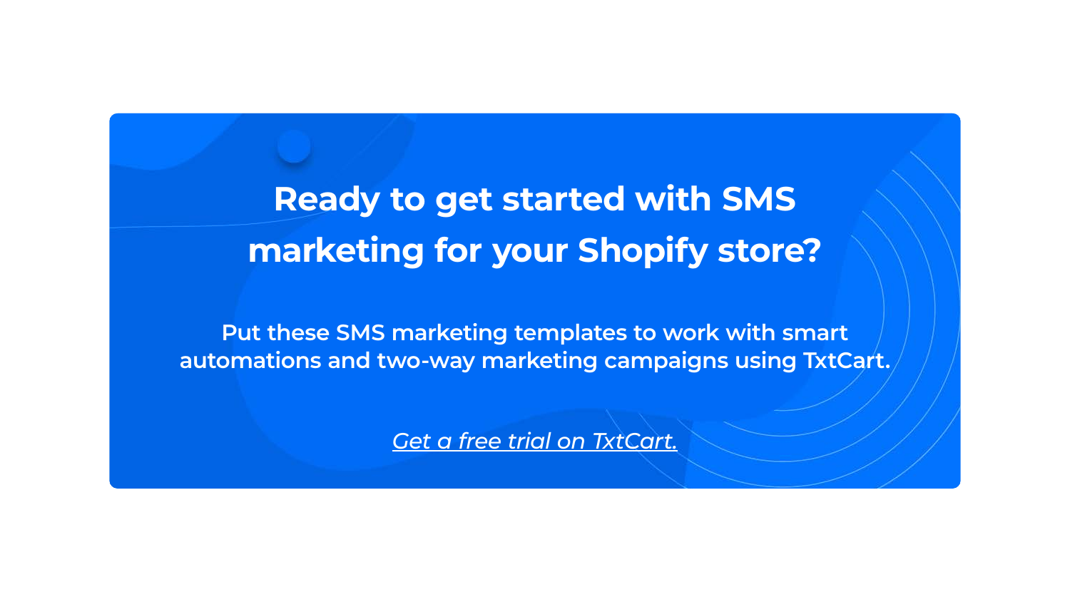## Ready to get started with SMS marketing for your Shopify store?

Put these SMS marketing templates to work with smart automations and two-way marketing campaigns using TxtCart.

*Get a free trial on TxtCart.*